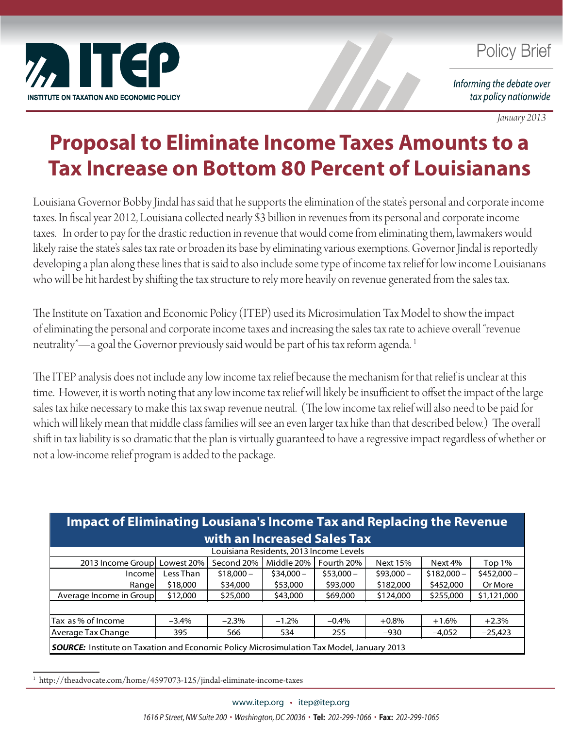ITEP
INSTITUTE ON TAXATION AND ECONOMIC POLICY

Policy Brief

*Informing the debate over tax policy nationwide*

*January 2013*

# Proposal to Eliminate Income Taxes Amounts to a Tax Increase on Bottom 80 Percent of Louisianans

Louisiana Governor Bobby Jindal has said that he supports the elimination of the state's personal and corporate income taxes. In fiscal year 2012, Louisiana collected nearly $3 billion in revenues from its personal and corporate income taxes. In order to pay for the drastic reduction in revenue that would come from eliminating them, lawmakers would likely raise the state's sales tax rate or broaden its base by eliminating various exemptions. Governor Jindal is reportedly developing a plan along these lines that is said to also include some type of income tax relief for low income Louisianans who will be hit hardest by shifting the tax structure to rely more heavily on revenue generated from the sales tax.

The Institute on Taxation and Economic Policy (ITEP) used its Microsimulation Tax Model to show the impact of eliminating the personal and corporate income taxes and increasing the sales tax rate to achieve overall "revenue neutrality"—a goal the Governor previously said would be part of his tax reform agenda.[1]

The ITEP analysis does not include any low income tax relief because the mechanism for that relief is unclear at this time. However, it is worth noting that any low income tax relief will likely be insufficient to offset the impact of the large sales tax hike necessary to make this tax swap revenue neutral. (The low income tax relief will also need to be paid for which will likely mean that middle class families will see an even larger tax hike than that described below.) The overall shift in tax liability is so dramatic that the plan is virtually guaranteed to have a regressive impact regardless of whether or not a low-income relief program is added to the package.

**Impact of Eliminating Lousiana's Income Tax and Replacing the Revenue with an Increased Sales Tax**

Louisiana Residents, 2013 Income Levels

| 2013 Income Group | Lowest 20% | Second 20% | Middle 20% | Fourth 20% | Next 15% | Next 4% | Top 1% |
|---|---|---|---|---|---|---|---|
| Income Range | Less Than $18,000 | $18,000 – $34,000 | $34,000 – $53,000 | $53,000 – $93,000 | $93,000 – $182,000 | $182,000 – $452,000 | $452,000 – Or More |
| Average Income in Group | $12,000 | $25,000 | $43,000 | $69,000 | $124,000 | $255,000 | $1,121,000 |
| | | | | | | | |
| Tax as % of Income | −3.4% | −2.3% | −1.2% | −0.4% | +0.8% | +1.6% | +2.3% |
| Average Tax Change | 395 | 566 | 534 | 255 | −930 | −4,052 | −25,423 |

***SOURCE:*** Institute on Taxation and Economic Policy Microsimulation Tax Model, January 2013

[1] http://theadvocate.com/home/4597073-125/jindal-eliminate-income-taxes

www.itep.org • itep@itep.org

*1616 P Street, NW Suite 200 • Washington, DC 20036* • **Tel:** *202-299-1066* • **Fax:** *202-299-1065*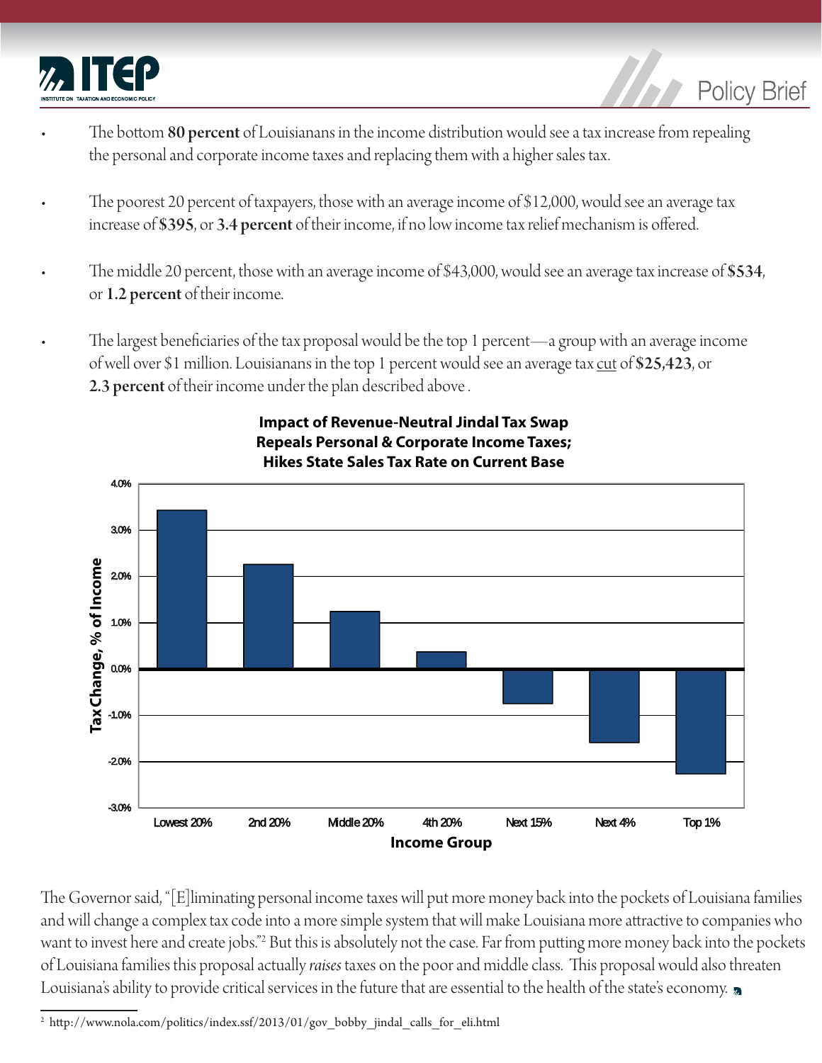- The bottom **80 percent** of Louisianans in the income distribution would see a tax increase from repealing the personal and corporate income taxes and replacing them with a higher sales tax.

- The poorest 20 percent of taxpayers, those with an average income of $12,000, would see an average tax increase of **$395**, or **3.4 percent** of their income, if no low income tax relief mechanism is offered.

- The middle 20 percent, those with an average income of $43,000, would see an average tax increase of **$534**, or **1.2 percent** of their income.

- The largest beneficiaries of the tax proposal would be the top 1 percent—a group with an average income of well over $1 million. Louisianans in the top 1 percent would see an average tax <u>cut</u> of **$25,423**, or **2.3 percent** of their income under the plan described above .

**Impact of Revenue-Neutral Jindal Tax Swap**
**Repeals Personal & Corporate Income Taxes;**
**Hikes State Sales Tax Rate on Current Base**

Tax Change, % of Income

4.0%
3.0%
2.0%
1.0%
0.0%
-1.0%
-2.0%
-3.0%

Lowest 20%
2nd 20%
Middle 20%
4th 20%
Next 15%
Next 4%
Top 1%

Income Group

The Governor said, "[E]liminating personal income taxes will put more money back into the pockets of Louisiana families and will change a complex tax code into a more simple system that will make Louisiana more attractive to companies who want to invest here and create jobs."[2] But this is absolutely not the case. Far from putting more money back into the pockets of Louisiana families this proposal actually *raises* taxes on the poor and middle class. This proposal would also threaten Louisiana's ability to provide critical services in the future that are essential to the health of the state's economy.

[2] http://www.nola.com/politics/index.ssf/2013/01/gov_bobby_jindal_calls_for_eli.html